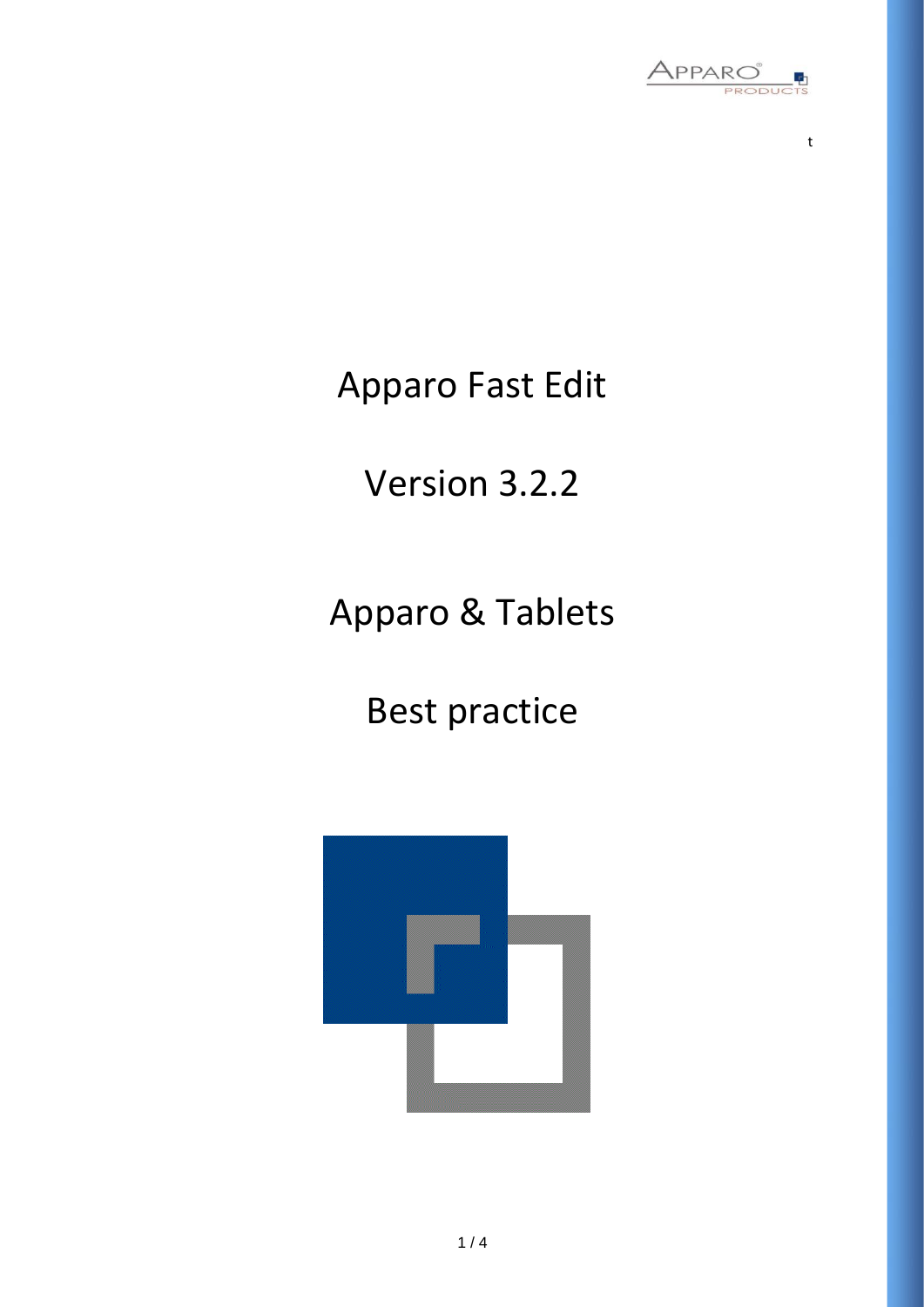# Apparo Fast Edit

# Version 3.2.2

# Apparo & Tablets

# Best practice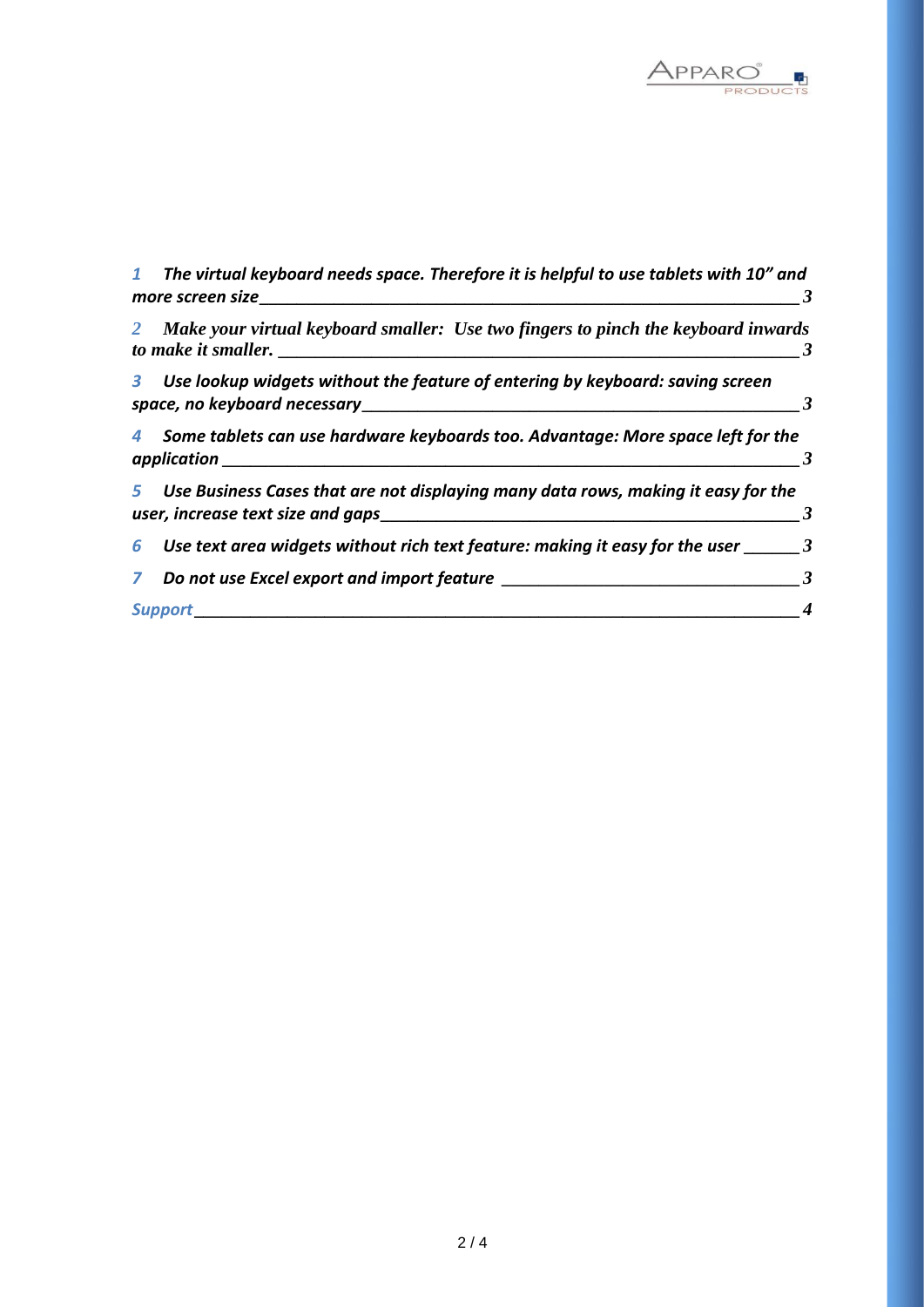*1 The virtual keyboard needs space. Therefore it is helpful to use tablets with 10" and more screen size* ___ *3*

*2 Make your virtual keyboard smaller: Use two fingers to pinch the keyboard inwards to make it smaller.* ___ *3*

*3 Use lookup widgets without the feature of entering by keyboard: saving screen space, no keyboard necessary* ___ *3*

*4 Some tablets can use hardware keyboards too. Advantage: More space left for the application* ___ *3*

*5 Use Business Cases that are not displaying many data rows, making it easy for the user, increase text size and gaps* ___ *3*

*6 Use text area widgets without rich text feature: making it easy for the user* ___ *3*

*7 Do not use Excel export and import feature* ___ *3*

*Support* ___ *4*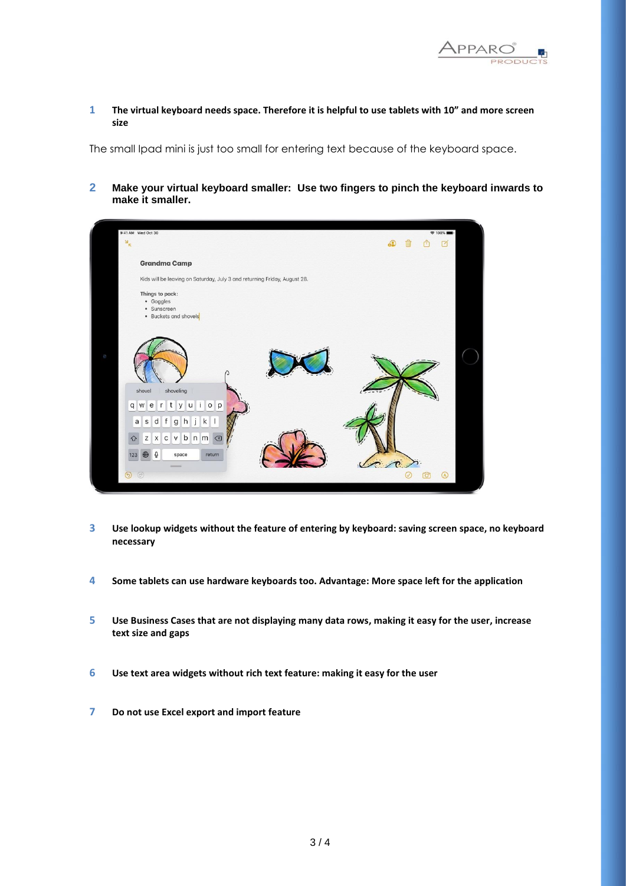**1 The virtual keyboard needs space. Therefore it is helpful to use tablets with 10" and more screen size**

The small Ipad mini is just too small for entering text because of the keyboard space.

**2 Make your virtual keyboard smaller: Use two fingers to pinch the keyboard inwards to make it smaller.**

**3 Use lookup widgets without the feature of entering by keyboard: saving screen space, no keyboard necessary**

**4 Some tablets can use hardware keyboards too. Advantage: More space left for the application**

**5 Use Business Cases that are not displaying many data rows, making it easy for the user, increase text size and gaps**

**6 Use text area widgets without rich text feature: making it easy for the user**

**7 Do not use Excel export and import feature**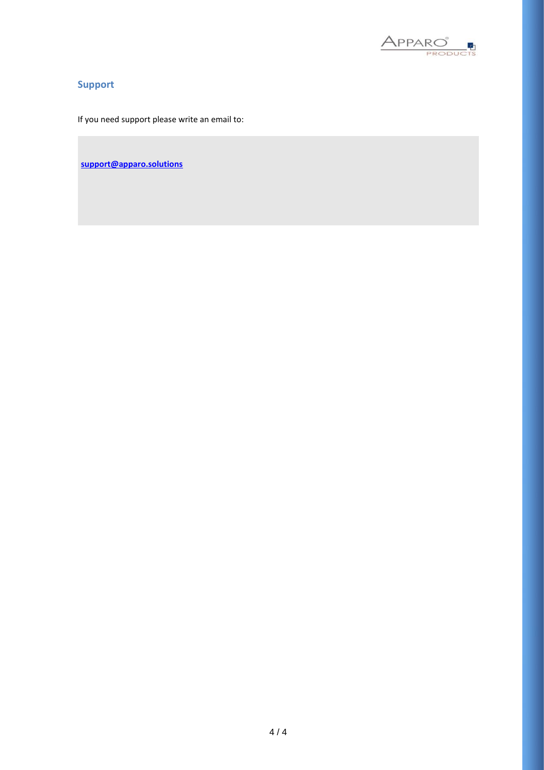## Support

If you need support please write an email to:

**support@apparo.solutions**